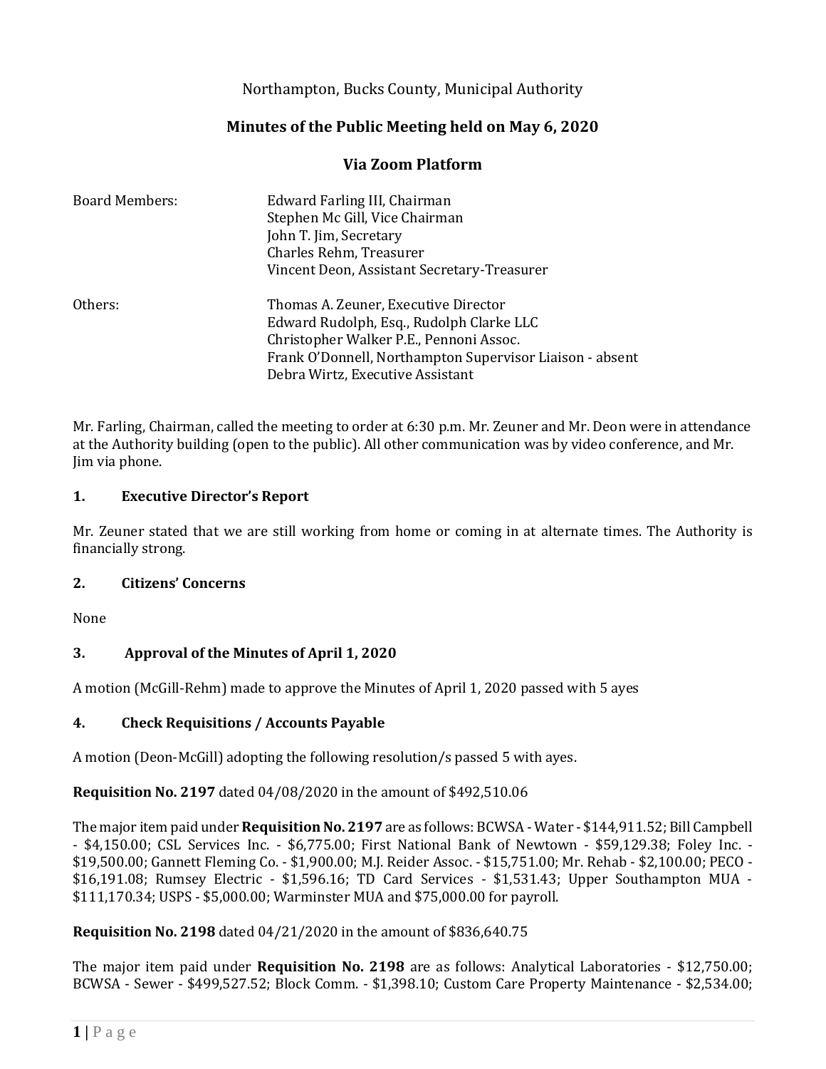Northampton, Bucks County, Municipal Authority

# Minutes of the Public Meeting held on May 6, 2020

## Via Zoom Platform

| | |
|---|---|
| Board Members: | Edward Farling III, Chairman<br>Stephen Mc Gill, Vice Chairman<br>John T. Jim, Secretary<br>Charles Rehm, Treasurer<br>Vincent Deon, Assistant Secretary-Treasurer |
| Others: | Thomas A. Zeuner, Executive Director<br>Edward Rudolph, Esq., Rudolph Clarke LLC<br>Christopher Walker P.E., Pennoni Assoc.<br>Frank O'Donnell, Northampton Supervisor Liaison - absent<br>Debra Wirtz, Executive Assistant |

Mr. Farling, Chairman, called the meeting to order at 6:30 p.m. Mr. Zeuner and Mr. Deon were in attendance at the Authority building (open to the public). All other communication was by video conference, and Mr. Jim via phone.

### 1. Executive Director's Report

Mr. Zeuner stated that we are still working from home or coming in at alternate times. The Authority is financially strong.

### 2. Citizens' Concerns

None

### 3. Approval of the Minutes of April 1, 2020

A motion (McGill-Rehm) made to approve the Minutes of April 1, 2020 passed with 5 ayes

### 4. Check Requisitions / Accounts Payable

A motion (Deon-McGill) adopting the following resolution/s passed 5 with ayes.

**Requisition No. 2197** dated 04/08/2020 in the amount of $492,510.06

The major item paid under **Requisition No. 2197** are as follows: BCWSA - Water - $144,911.52; Bill Campbell - $4,150.00; CSL Services Inc. - $6,775.00; First National Bank of Newtown - $59,129.38; Foley Inc. - $19,500.00; Gannett Fleming Co. - $1,900.00; M.J. Reider Assoc. - $15,751.00; Mr. Rehab - $2,100.00; PECO - $16,191.08; Rumsey Electric - $1,596.16; TD Card Services - $1,531.43; Upper Southampton MUA - $111,170.34; USPS - $5,000.00; Warminster MUA and $75,000.00 for payroll.

**Requisition No. 2198** dated 04/21/2020 in the amount of $836,640.75

The major item paid under **Requisition No. 2198** are as follows: Analytical Laboratories - $12,750.00; BCWSA - Sewer - $499,527.52; Block Comm. - $1,398.10; Custom Care Property Maintenance - $2,534.00;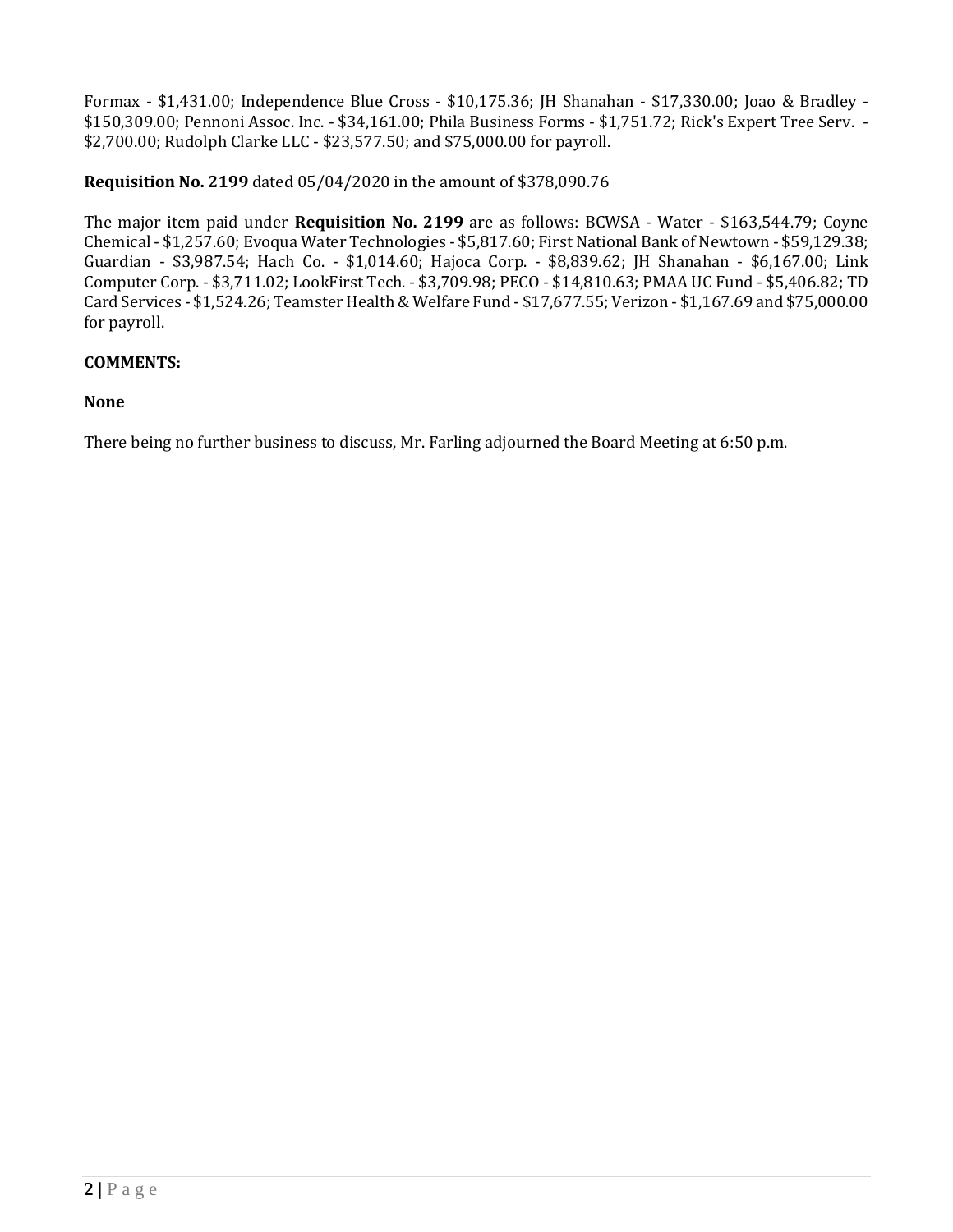Formax - $1,431.00; Independence Blue Cross - $10,175.36; JH Shanahan - $17,330.00; Joao & Bradley - $150,309.00; Pennoni Assoc. Inc. - $34,161.00; Phila Business Forms - $1,751.72; Rick's Expert Tree Serv. - $2,700.00; Rudolph Clarke LLC - $23,577.50; and $75,000.00 for payroll.

**Requisition No. 2199** dated 05/04/2020 in the amount of $378,090.76

The major item paid under **Requisition No. 2199** are as follows: BCWSA - Water - $163,544.79; Coyne Chemical - $1,257.60; Evoqua Water Technologies - $5,817.60; First National Bank of Newtown - $59,129.38; Guardian - $3,987.54; Hach Co. - $1,014.60; Hajoca Corp. - $8,839.62; JH Shanahan - $6,167.00; Link Computer Corp. - $3,711.02; LookFirst Tech. - $3,709.98; PECO - $14,810.63; PMAA UC Fund - $5,406.82; TD Card Services - $1,524.26; Teamster Health & Welfare Fund - $17,677.55; Verizon - $1,167.69 and $75,000.00 for payroll.

**COMMENTS:**

**None**

There being no further business to discuss, Mr. Farling adjourned the Board Meeting at 6:50 p.m.